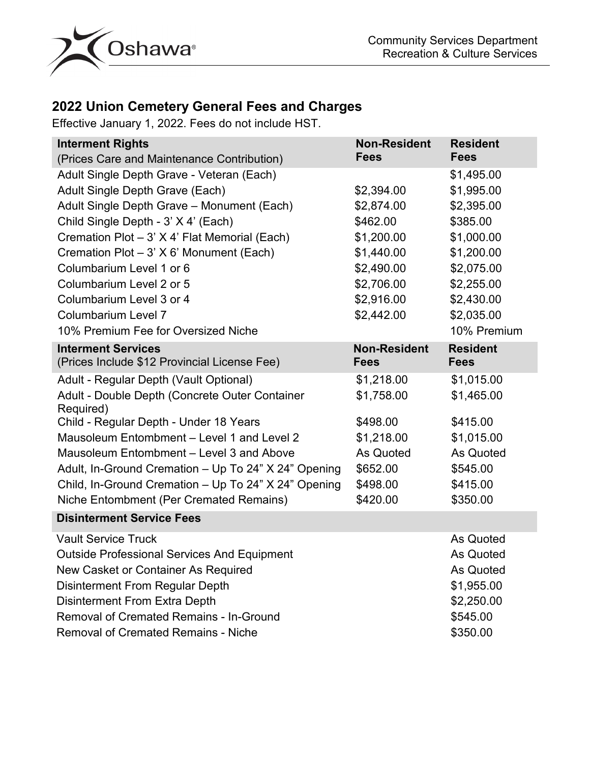Community Services Department
Recreation & Culture Services

## 2022 Union Cemetery General Fees and Charges

Effective January 1, 2022. Fees do not include HST.

| **Interment Rights** (Prices Care and Maintenance Contribution) | **Non-Resident Fees** | **Resident Fees** |
|---|---|---|
| Adult Single Depth Grave - Veteran (Each) | | $1,495.00 |
| Adult Single Depth Grave (Each) | $2,394.00 | $1,995.00 |
| Adult Single Depth Grave – Monument (Each) | $2,874.00 | $2,395.00 |
| Child Single Depth - 3' X 4' (Each) | $462.00 | $385.00 |
| Cremation Plot – 3' X 4' Flat Memorial (Each) | $1,200.00 | $1,000.00 |
| Cremation Plot – 3' X 6' Monument (Each) | $1,440.00 | $1,200.00 |
| Columbarium Level 1 or 6 | $2,490.00 | $2,075.00 |
| Columbarium Level 2 or 5 | $2,706.00 | $2,255.00 |
| Columbarium Level 3 or 4 | $2,916.00 | $2,430.00 |
| Columbarium Level 7 | $2,442.00 | $2,035.00 |
| 10% Premium Fee for Oversized Niche | | 10% Premium |
| **Interment Services** (Prices Include $12 Provincial License Fee) | **Non-Resident Fees** | **Resident Fees** |
| Adult - Regular Depth (Vault Optional) | $1,218.00 | $1,015.00 |
| Adult - Double Depth (Concrete Outer Container Required) | $1,758.00 | $1,465.00 |
| Child - Regular Depth - Under 18 Years | $498.00 | $415.00 |
| Mausoleum Entombment – Level 1 and Level 2 | $1,218.00 | $1,015.00 |
| Mausoleum Entombment – Level 3 and Above | As Quoted | As Quoted |
| Adult, In-Ground Cremation – Up To 24" X 24" Opening | $652.00 | $545.00 |
| Child, In-Ground Cremation – Up To 24" X 24" Opening | $498.00 | $415.00 |
| Niche Entombment (Per Cremated Remains) | $420.00 | $350.00 |
| **Disinterment Service Fees** | | |
| Vault Service Truck | | As Quoted |
| Outside Professional Services And Equipment | | As Quoted |
| New Casket or Container As Required | | As Quoted |
| Disinterment From Regular Depth | | $1,955.00 |
| Disinterment From Extra Depth | | $2,250.00 |
| Removal of Cremated Remains - In-Ground | | $545.00 |
| Removal of Cremated Remains - Niche | | $350.00 |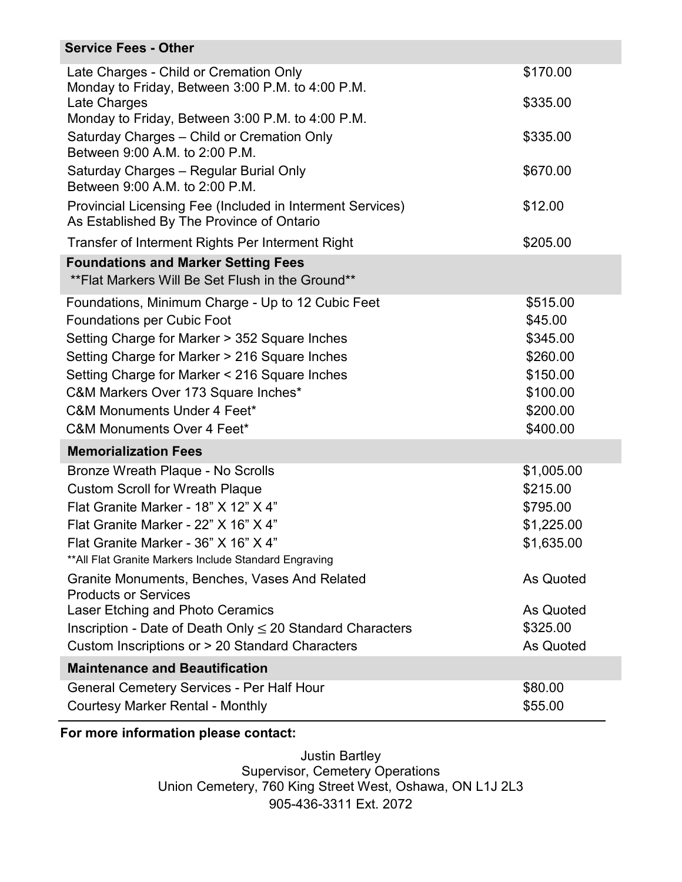| Service Fees - Other | |
|---|---|
| Late Charges - Child or Cremation Only<br>Monday to Friday, Between 3:00 P.M. to 4:00 P.M. | \$170.00 |
| Late Charges<br>Monday to Friday, Between 3:00 P.M. to 4:00 P.M. | \$335.00 |
| Saturday Charges – Child or Cremation Only<br>Between 9:00 A.M. to 2:00 P.M. | \$335.00 |
| Saturday Charges – Regular Burial Only<br>Between 9:00 A.M. to 2:00 P.M. | \$670.00 |
| Provincial Licensing Fee (Included in Interment Services)<br>As Established By The Province of Ontario | \$12.00 |
| Transfer of Interment Rights Per Interment Right | \$205.00 |
| **Foundations and Marker Setting Fees**<br>**Flat Markers Will Be Set Flush in the Ground** | |
| Foundations, Minimum Charge - Up to 12 Cubic Feet | \$515.00 |
| Foundations per Cubic Foot | \$45.00 |
| Setting Charge for Marker > 352 Square Inches | \$345.00 |
| Setting Charge for Marker > 216 Square Inches | \$260.00 |
| Setting Charge for Marker < 216 Square Inches | \$150.00 |
| C&M Markers Over 173 Square Inches* | \$100.00 |
| C&M Monuments Under 4 Feet* | \$200.00 |
| C&M Monuments Over 4 Feet* | \$400.00 |
| **Memorialization Fees** | |
| Bronze Wreath Plaque - No Scrolls | \$1,005.00 |
| Custom Scroll for Wreath Plaque | \$215.00 |
| Flat Granite Marker - 18" X 12" X 4" | \$795.00 |
| Flat Granite Marker - 22" X 16" X 4" | \$1,225.00 |
| Flat Granite Marker - 36" X 16" X 4"<br>**All Flat Granite Markers Include Standard Engraving | \$1,635.00 |
| Granite Monuments, Benches, Vases And Related Products or Services | As Quoted |
| Laser Etching and Photo Ceramics | As Quoted |
| Inscription - Date of Death Only ≤ 20 Standard Characters | \$325.00 |
| Custom Inscriptions or > 20 Standard Characters | As Quoted |
| **Maintenance and Beautification** | |
| General Cemetery Services - Per Half Hour | \$80.00 |
| Courtesy Marker Rental - Monthly | \$55.00 |

**For more information please contact:**

Justin Bartley
Supervisor, Cemetery Operations
Union Cemetery, 760 King Street West, Oshawa, ON L1J 2L3
905-436-3311 Ext. 2072